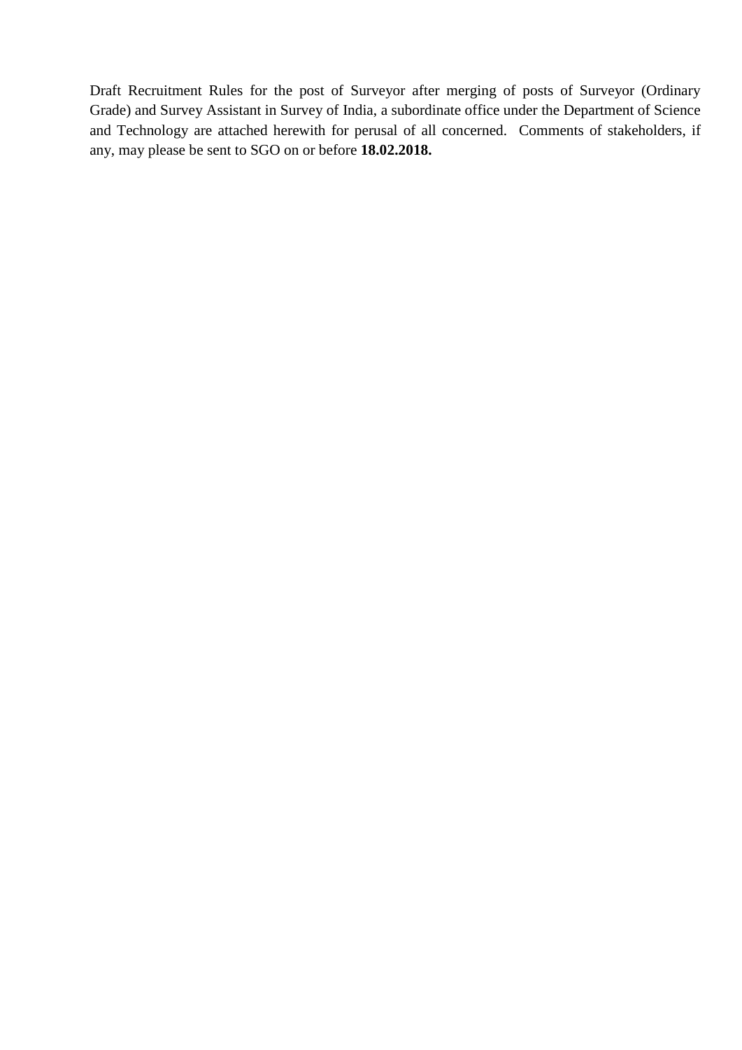Draft Recruitment Rules for the post of Surveyor after merging of posts of Surveyor (Ordinary Grade) and Survey Assistant in Survey of India, a subordinate office under the Department of Science and Technology are attached herewith for perusal of all concerned. Comments of stakeholders, if any, may please be sent to SGO on or before **18.02.2018.**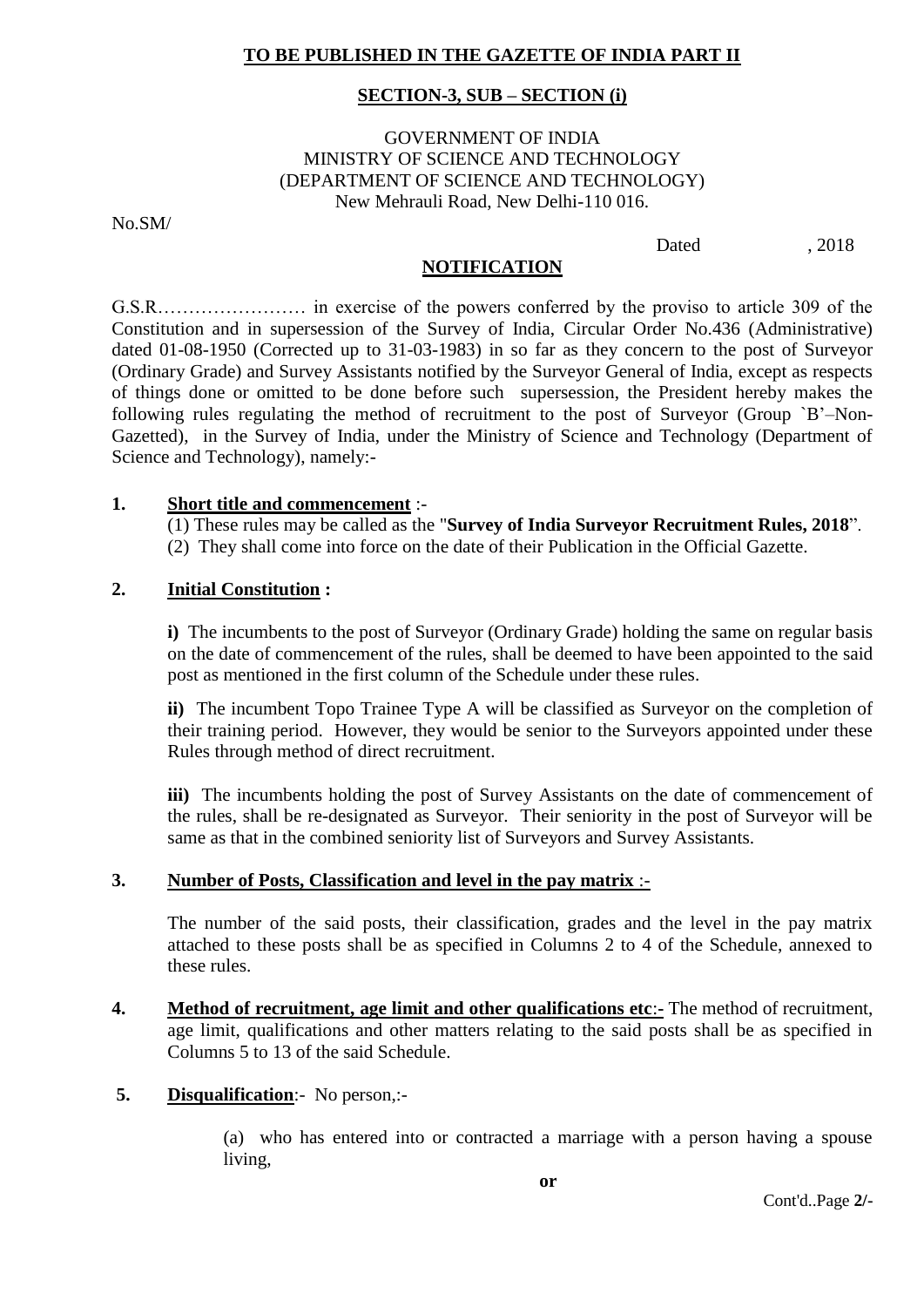**TO BE PUBLISHED IN THE GAZETTE OF INDIA PART II**

**SECTION-3, SUB – SECTION (i)**

GOVERNMENT OF INDIA
MINISTRY OF SCIENCE AND TECHNOLOGY
(DEPARTMENT OF SCIENCE AND TECHNOLOGY)
New Mehrauli Road, New Delhi-110 016.

No.SM/

Dated , 2018

**NOTIFICATION**

G.S.R…………………… in exercise of the powers conferred by the proviso to article 309 of the Constitution and in supersession of the Survey of India, Circular Order No.436 (Administrative) dated 01-08-1950 (Corrected up to 31-03-1983) in so far as they concern to the post of Surveyor (Ordinary Grade) and Survey Assistants notified by the Surveyor General of India, except as respects of things done or omitted to be done before such supersession, the President hereby makes the following rules regulating the method of recruitment to the post of Surveyor (Group `B'–Non-Gazetted), in the Survey of India, under the Ministry of Science and Technology (Department of Science and Technology), namely:-

**1. Short title and commencement** :-

(1) These rules may be called as the "**Survey of India Surveyor Recruitment Rules, 2018**".

(2) They shall come into force on the date of their Publication in the Official Gazette.

**2. Initial Constitution :**

**i)** The incumbents to the post of Surveyor (Ordinary Grade) holding the same on regular basis on the date of commencement of the rules, shall be deemed to have been appointed to the said post as mentioned in the first column of the Schedule under these rules.

**ii)** The incumbent Topo Trainee Type A will be classified as Surveyor on the completion of their training period. However, they would be senior to the Surveyors appointed under these Rules through method of direct recruitment.

**iii)** The incumbents holding the post of Survey Assistants on the date of commencement of the rules, shall be re-designated as Surveyor. Their seniority in the post of Surveyor will be same as that in the combined seniority list of Surveyors and Survey Assistants.

**3. Number of Posts, Classification and level in the pay matrix** :-

The number of the said posts, their classification, grades and the level in the pay matrix attached to these posts shall be as specified in Columns 2 to 4 of the Schedule, annexed to these rules.

**4. Method of recruitment, age limit and other qualifications etc:-** The method of recruitment, age limit, qualifications and other matters relating to the said posts shall be as specified in Columns 5 to 13 of the said Schedule.

**5. Disqualification**:- No person,:-

(a) who has entered into or contracted a marriage with a person having a spouse living,

**or**

Cont'd..Page **2/-**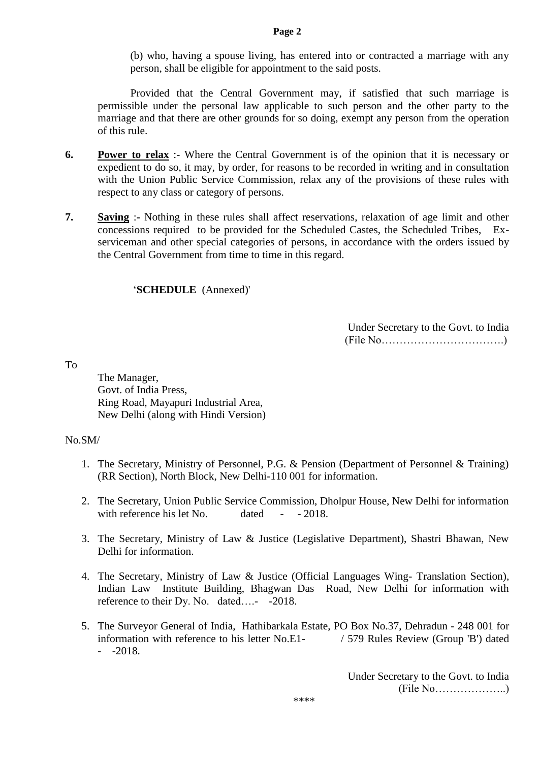(b) who, having a spouse living, has entered into or contracted a marriage with any person, shall be eligible for appointment to the said posts.

Provided that the Central Government may, if satisfied that such marriage is permissible under the personal law applicable to such person and the other party to the marriage and that there are other grounds for so doing, exempt any person from the operation of this rule.

**6.** **Power to relax** :- Where the Central Government is of the opinion that it is necessary or expedient to do so, it may, by order, for reasons to be recorded in writing and in consultation with the Union Public Service Commission, relax any of the provisions of these rules with respect to any class or category of persons.

**7.** **Saving** **:-** Nothing in these rules shall affect reservations, relaxation of age limit and other concessions required to be provided for the Scheduled Castes, the Scheduled Tribes, Ex-serviceman and other special categories of persons, in accordance with the orders issued by the Central Government from time to time in this regard.

'**SCHEDULE** (Annexed)'

Under Secretary to the Govt. to India
(File No…………………………….)

To

The Manager,
Govt. of India Press,
Ring Road, Mayapuri Industrial Area,
New Delhi (along with Hindi Version)

No.SM/

1. The Secretary, Ministry of Personnel, P.G. & Pension (Department of Personnel & Training) (RR Section), North Block, New Delhi-110 001 for information.
2. The Secretary, Union Public Service Commission, Dholpur House, New Delhi for information with reference his let No. dated - - 2018.
3. The Secretary, Ministry of Law & Justice (Legislative Department), Shastri Bhawan, New Delhi for information.
4. The Secretary, Ministry of Law & Justice (Official Languages Wing- Translation Section), Indian Law Institute Building, Bhagwan Das Road, New Delhi for information with reference to their Dy. No. dated….- -2018.
5. The Surveyor General of India, Hathibarkala Estate, PO Box No.37, Dehradun - 248 001 for information with reference to his letter No.E1- / 579 Rules Review (Group 'B') dated - -2018.

Under Secretary to the Govt. to India
(File No………………..)

\*\*\*\*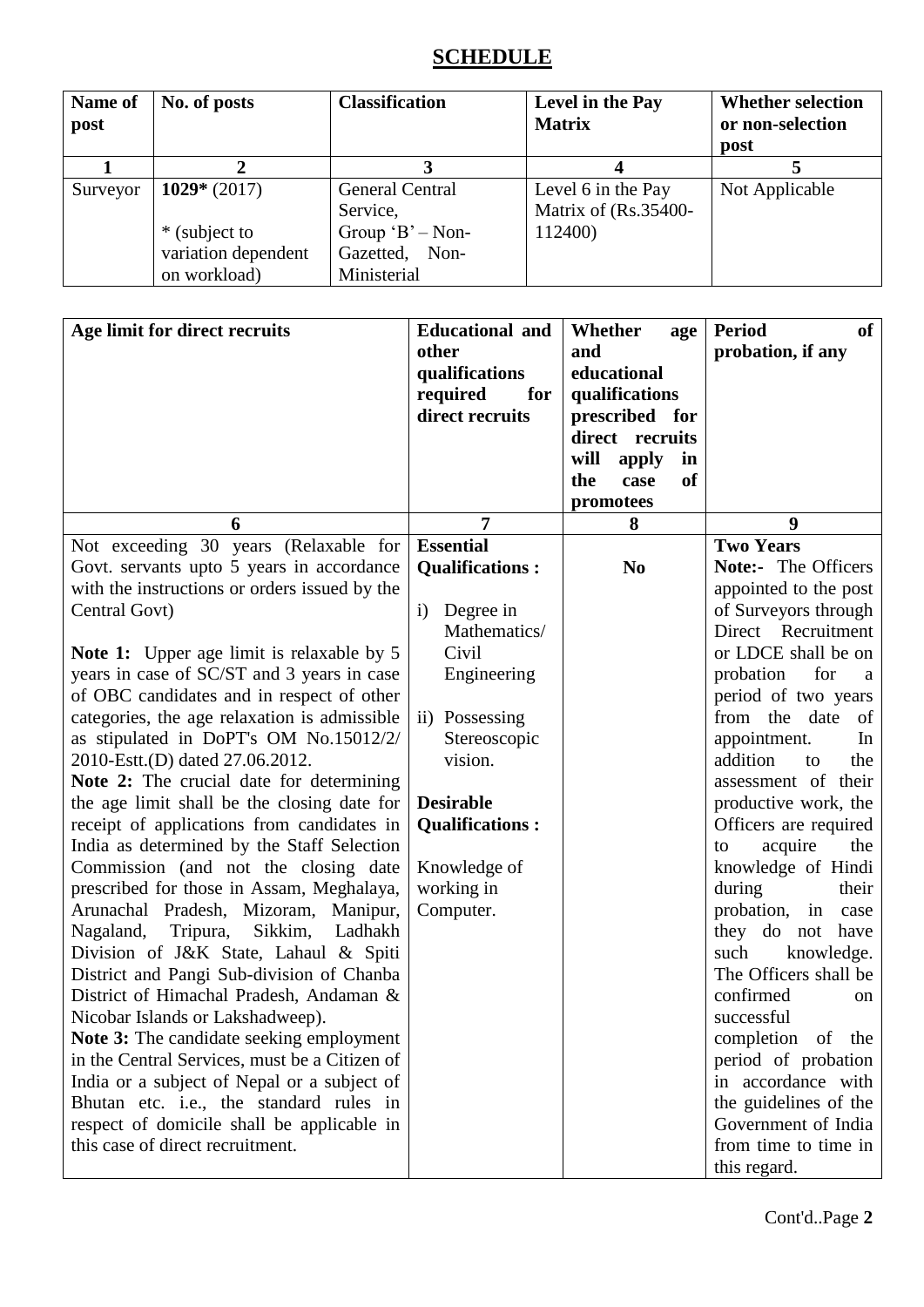# SCHEDULE

| Name of post | No. of posts | Classification | Level in the Pay Matrix | Whether selection or non-selection post |
|---|---|---|---|---|
| 1 | 2 | 3 | 4 | 5 |
| Surveyor | **1029*** (2017)<br><br>* (subject to variation dependent on workload) | General Central Service, Group 'B' – Non-Gazetted, Non-Ministerial | Level 6 in the Pay Matrix of (Rs.35400-112400) | Not Applicable |

| Age limit for direct recruits | Educational and other qualifications required for direct recruits | Whether age and educational qualifications prescribed for direct recruits will apply in the case of promotees | Period of probation, if any |
|---|---|---|---|
| 6 | 7 | 8 | 9 |
| Not exceeding 30 years (Relaxable for Govt. servants upto 5 years in accordance with the instructions or orders issued by the Central Govt)<br><br>**Note 1:** Upper age limit is relaxable by 5 years in case of SC/ST and 3 years in case of OBC candidates and in respect of other categories, the age relaxation is admissible as stipulated in DoPT's OM No.15012/2/2010-Estt.(D) dated 27.06.2012.<br>**Note 2:** The crucial date for determining the age limit shall be the closing date for receipt of applications from candidates in India as determined by the Staff Selection Commission (and not the closing date prescribed for those in Assam, Meghalaya, Arunachal Pradesh, Mizoram, Manipur, Nagaland, Tripura, Sikkim, Ladhakh Division of J&K State, Lahaul & Spiti District and Pangi Sub-division of Chanba District of Himachal Pradesh, Andaman & Nicobar Islands or Lakshadweep).<br>**Note 3:** The candidate seeking employment in the Central Services, must be a Citizen of India or a subject of Nepal or a subject of Bhutan etc. i.e., the standard rules in respect of domicile shall be applicable in this case of direct recruitment. | **Essential Qualifications :**<br><br>i) Degree in Mathematics/ Civil Engineering<br><br>ii) Possessing Stereoscopic vision.<br><br>**Desirable Qualifications :**<br><br>Knowledge of working in Computer. | **No** | **Two Years**<br>**Note:-** The Officers appointed to the post of Surveyors through Direct Recruitment or LDCE shall be on probation for a period of two years from the date of appointment. In addition to the assessment of their productive work, the Officers are required to acquire the knowledge of Hindi during their probation, in case they do not have such knowledge. The Officers shall be confirmed on successful completion of the period of probation in accordance with the guidelines of the Government of India from time to time in this regard. |

Cont'd..Page **2**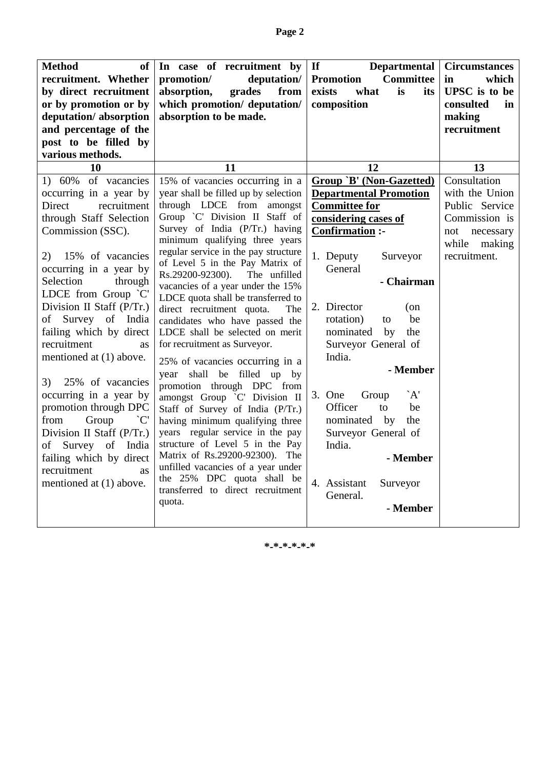| Method of recruitment. Whether by direct recruitment or by promotion or by deputation/ absorption and percentage of the post to be filled by various methods. | In case of recruitment by promotion/ deputation/ absorption, grades from which promotion/ deputation/ absorption to be made. | If Departmental Promotion Committee exists what is its composition | Circumstances in which UPSC is to be consulted in making recruitment |
|---|---|---|---|
| 10 | 11 | 12 | 13 |
| 1) 60% of vacancies occurring in a year by Direct recruitment through Staff Selection Commission (SSC).<br><br>2) 15% of vacancies occurring in a year by Selection through LDCE from Group `C' Division II Staff (P/Tr.) of Survey of India failing which by direct recruitment as mentioned at (1) above.<br><br>3) 25% of vacancies occurring in a year by promotion through DPC from Group `C' Division II Staff (P/Tr.) of Survey of India failing which by direct recruitment as mentioned at (1) above. | 15% of vacancies occurring in a year shall be filled up by selection through LDCE from amongst Group `C' Division II Staff of Survey of India (P/Tr.) having minimum qualifying three years regular service in the pay structure of Level 5 in the Pay Matrix of Rs.29200-92300). The unfilled vacancies of a year under the 15% LDCE quota shall be transferred to direct recruitment quota. The candidates who have passed the LDCE shall be selected on merit for recruitment as Surveyor.<br><br>25% of vacancies occurring in a year shall be filled up by promotion through DPC from amongst Group `C' Division II Staff of Survey of India (P/Tr.) having minimum qualifying three years regular service in the pay structure of Level 5 in the Pay Matrix of Rs.29200-92300). The unfilled vacancies of a year under the 25% DPC quota shall be transferred to direct recruitment quota. | **Group `B' (Non-Gazetted) Departmental Promotion Committee for considering cases of Confirmation :-**<br><br>1. Deputy Surveyor General **- Chairman**<br><br>2. Director (on rotation) to be nominated by the Surveyor General of India. **- Member**<br><br>3. One Group `A' Officer to be nominated by the Surveyor General of India. **- Member**<br><br>4. Assistant Surveyor General. **- Member** | Consultation with the Union Public Service Commission is not necessary while making recruitment. |

*-*-*-*-*-*